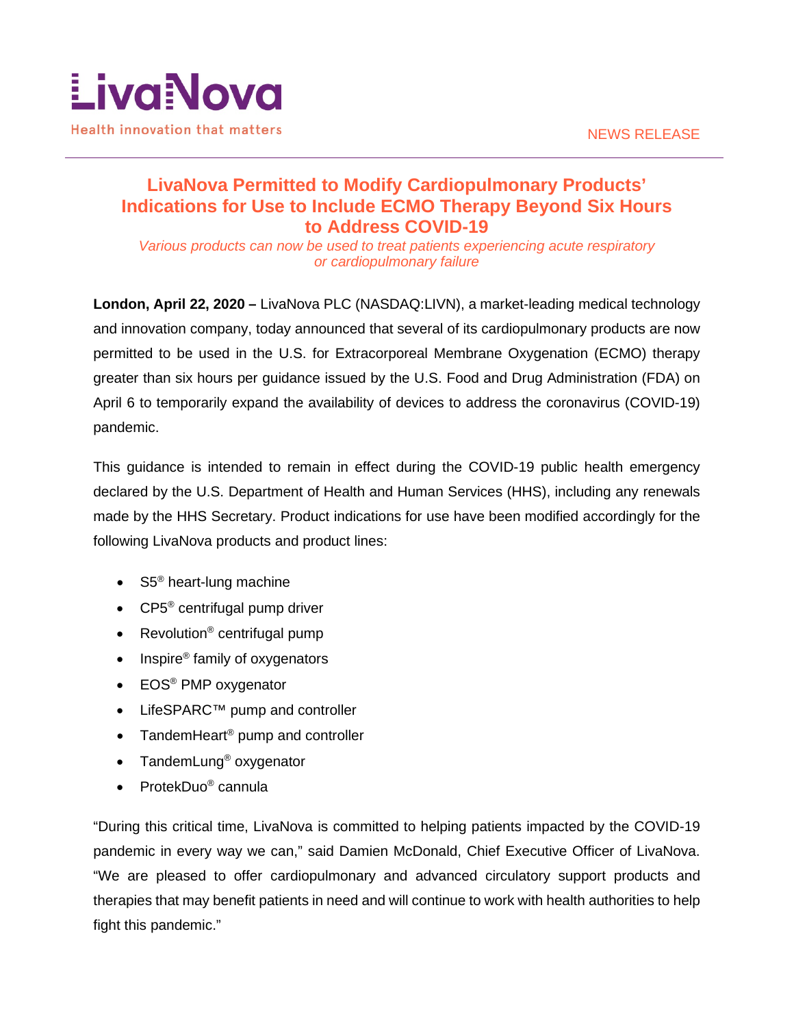LivaNova

Health innovation that matters

NEWS RELEASE

# LivaNova Permitted to Modify Cardiopulmonary Products' Indications for Use to Include ECMO Therapy Beyond Six Hours to Address COVID-19

*Various products can now be used to treat patients experiencing acute respiratory or cardiopulmonary failure*

**London, April 22, 2020 –** LivaNova PLC (NASDAQ:LIVN), a market-leading medical technology and innovation company, today announced that several of its cardiopulmonary products are now permitted to be used in the U.S. for Extracorporeal Membrane Oxygenation (ECMO) therapy greater than six hours per guidance issued by the U.S. Food and Drug Administration (FDA) on April 6 to temporarily expand the availability of devices to address the coronavirus (COVID-19) pandemic.

This guidance is intended to remain in effect during the COVID-19 public health emergency declared by the U.S. Department of Health and Human Services (HHS), including any renewals made by the HHS Secretary. Product indications for use have been modified accordingly for the following LivaNova products and product lines:

- S5® heart-lung machine
- CP5® centrifugal pump driver
- Revolution® centrifugal pump
- Inspire® family of oxygenators
- EOS® PMP oxygenator
- LifeSPARC™ pump and controller
- TandemHeart® pump and controller
- TandemLung® oxygenator
- ProtekDuo® cannula

"During this critical time, LivaNova is committed to helping patients impacted by the COVID-19 pandemic in every way we can," said Damien McDonald, Chief Executive Officer of LivaNova. "We are pleased to offer cardiopulmonary and advanced circulatory support products and therapies that may benefit patients in need and will continue to work with health authorities to help fight this pandemic."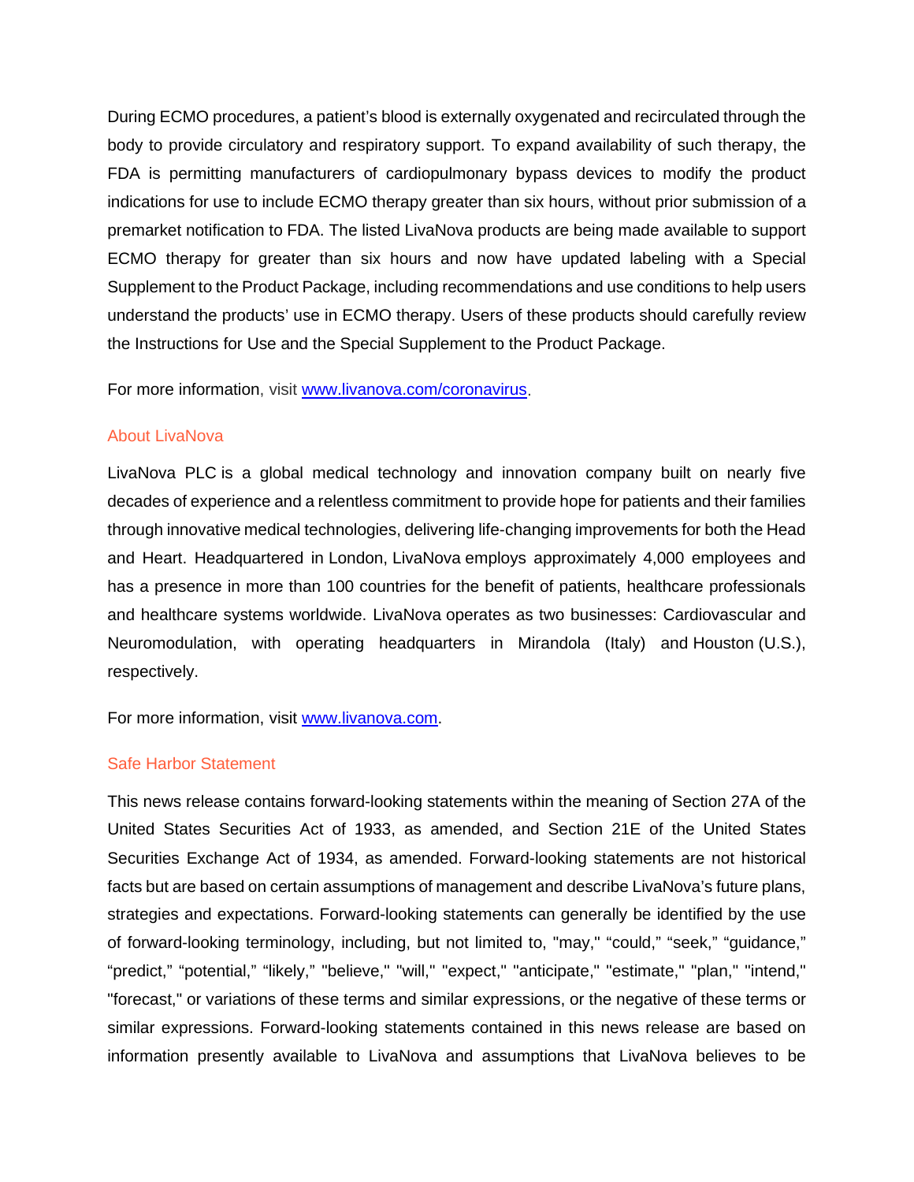During ECMO procedures, a patient's blood is externally oxygenated and recirculated through the body to provide circulatory and respiratory support. To expand availability of such therapy, the FDA is permitting manufacturers of cardiopulmonary bypass devices to modify the product indications for use to include ECMO therapy greater than six hours, without prior submission of a premarket notification to FDA. The listed LivaNova products are being made available to support ECMO therapy for greater than six hours and now have updated labeling with a Special Supplement to the Product Package, including recommendations and use conditions to help users understand the products' use in ECMO therapy. Users of these products should carefully review the Instructions for Use and the Special Supplement to the Product Package.

For more information, visit [www.livanova.com/coronavirus](www.livanova.com/coronavirus).

## About LivaNova

LivaNova PLC is a global medical technology and innovation company built on nearly five decades of experience and a relentless commitment to provide hope for patients and their families through innovative medical technologies, delivering life-changing improvements for both the Head and Heart. Headquartered in London, LivaNova employs approximately 4,000 employees and has a presence in more than 100 countries for the benefit of patients, healthcare professionals and healthcare systems worldwide. LivaNova operates as two businesses: Cardiovascular and Neuromodulation, with operating headquarters in Mirandola (Italy) and Houston (U.S.), respectively.

For more information, visit [www.livanova.com](www.livanova.com).

## Safe Harbor Statement

This news release contains forward-looking statements within the meaning of Section 27A of the United States Securities Act of 1933, as amended, and Section 21E of the United States Securities Exchange Act of 1934, as amended. Forward-looking statements are not historical facts but are based on certain assumptions of management and describe LivaNova's future plans, strategies and expectations. Forward-looking statements can generally be identified by the use of forward-looking terminology, including, but not limited to, "may," "could," "seek," "guidance," "predict," "potential," "likely," "believe," "will," "expect," "anticipate," "estimate," "plan," "intend," "forecast," or variations of these terms and similar expressions, or the negative of these terms or similar expressions. Forward-looking statements contained in this news release are based on information presently available to LivaNova and assumptions that LivaNova believes to be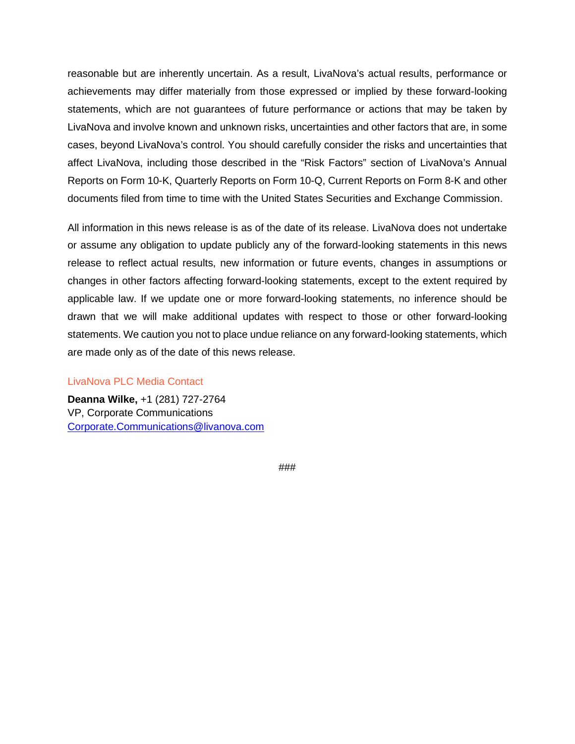reasonable but are inherently uncertain. As a result, LivaNova's actual results, performance or achievements may differ materially from those expressed or implied by these forward-looking statements, which are not guarantees of future performance or actions that may be taken by LivaNova and involve known and unknown risks, uncertainties and other factors that are, in some cases, beyond LivaNova's control. You should carefully consider the risks and uncertainties that affect LivaNova, including those described in the "Risk Factors" section of LivaNova's Annual Reports on Form 10-K, Quarterly Reports on Form 10-Q, Current Reports on Form 8-K and other documents filed from time to time with the United States Securities and Exchange Commission.

All information in this news release is as of the date of its release. LivaNova does not undertake or assume any obligation to update publicly any of the forward-looking statements in this news release to reflect actual results, new information or future events, changes in assumptions or changes in other factors affecting forward-looking statements, except to the extent required by applicable law. If we update one or more forward-looking statements, no inference should be drawn that we will make additional updates with respect to those or other forward-looking statements. We caution you not to place undue reliance on any forward-looking statements, which are made only as of the date of this news release.

LivaNova PLC Media Contact

**Deanna Wilke,** +1 (281) 727-2764
VP, Corporate Communications
Corporate.Communications@livanova.com

###